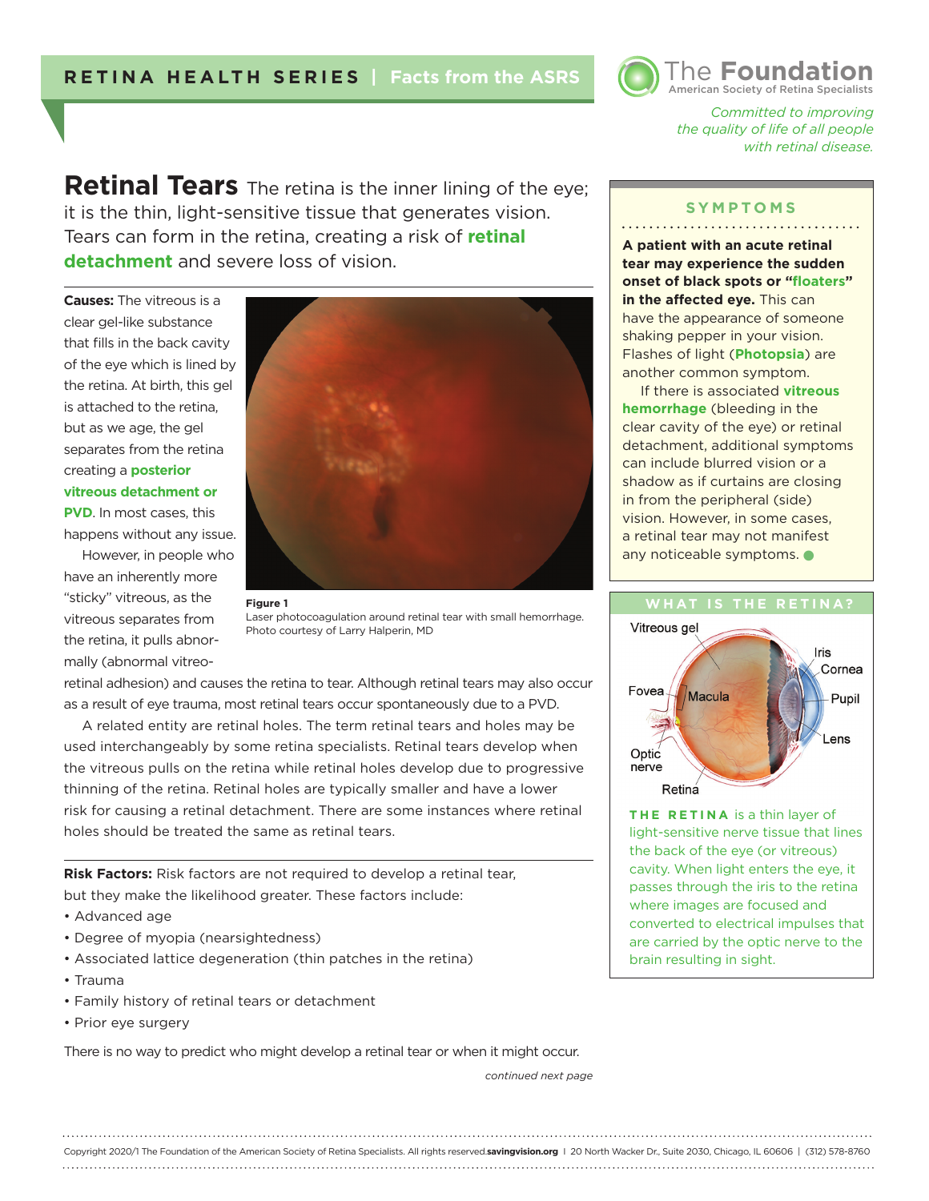# Retinal Tears

The retina is the inner lining of the eye; it is the thin, light-sensitive tissue that generates vision. Tears can form in the retina, creating a risk of **retinal detachment** and severe loss of vision.

**Causes:** The vitreous is a clear gel-like substance that fills in the back cavity of the eye which is lined by the retina. At birth, this gel is attached to the retina, but as we age, the gel separates from the retina creating a **posterior vitreous detachment or PVD**. In most cases, this happens without any issue.

However, in people who have an inherently more "sticky" vitreous, as the vitreous separates from the retina, it pulls abnormally (abnormal vitreoretinal adhesion) and causes the retina to tear. Although retinal tears may also occur as a result of eye trauma, most retinal tears occur spontaneously due to a PVD.

**Figure 1**
Laser photocoagulation around retinal tear with small hemorrhage. Photo courtesy of Larry Halperin, MD

A related entity are retinal holes. The term retinal tears and holes may be used interchangeably by some retina specialists. Retinal tears develop when the vitreous pulls on the retina while retinal holes develop due to progressive thinning of the retina. Retinal holes are typically smaller and have a lower risk for causing a retinal detachment. There are some instances where retinal holes should be treated the same as retinal tears.

**Risk Factors:** Risk factors are not required to develop a retinal tear, but they make the likelihood greater. These factors include:

- Advanced age
- Degree of myopia (nearsightedness)
- Associated lattice degeneration (thin patches in the retina)
- Trauma
- Family history of retinal tears or detachment
- Prior eye surgery

There is no way to predict who might develop a retinal tear or when it might occur.

*continued next page*

## SYMPTOMS

**A patient with an acute retinal tear may experience the sudden onset of black spots or "floaters" in the affected eye.** This can have the appearance of someone shaking pepper in your vision. Flashes of light (**Photopsia**) are another common symptom.

If there is associated **vitreous hemorrhage** (bleeding in the clear cavity of the eye) or retinal detachment, additional symptoms can include blurred vision or a shadow as if curtains are closing in from the peripheral (side) vision. However, in some cases, a retinal tear may not manifest any noticeable symptoms.

## WHAT IS THE RETINA?

Vitreous gel, Iris, Cornea, Fovea, Macula, Pupil, Lens, Optic nerve, Retina

**THE RETINA** is a thin layer of light-sensitive nerve tissue that lines the back of the eye (or vitreous) cavity. When light enters the eye, it passes through the iris to the retina where images are focused and converted to electrical impulses that are carried by the optic nerve to the brain resulting in sight.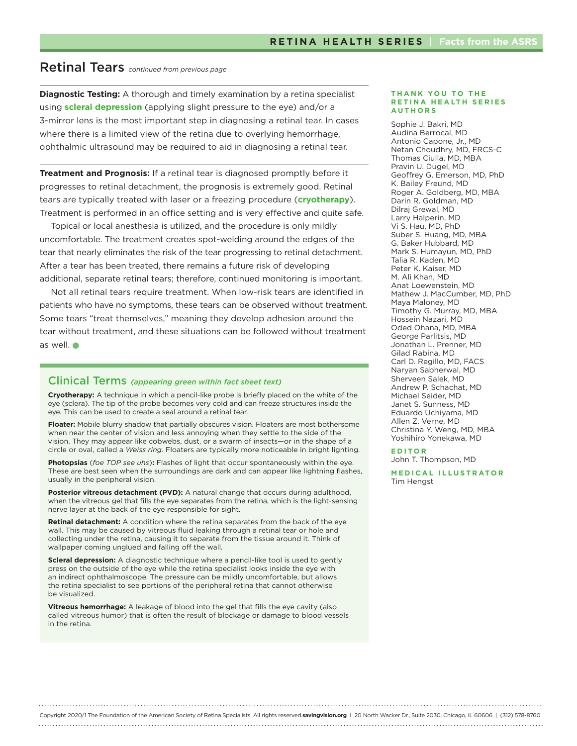# Retinal Tears *continued from previous page*

**Diagnostic Testing:** A thorough and timely examination by a retina specialist using **scleral depression** (applying slight pressure to the eye) and/or a 3-mirror lens is the most important step in diagnosing a retinal tear. In cases where there is a limited view of the retina due to overlying hemorrhage, ophthalmic ultrasound may be required to aid in diagnosing a retinal tear.

**Treatment and Prognosis:** If a retinal tear is diagnosed promptly before it progresses to retinal detachment, the prognosis is extremely good. Retinal tears are typically treated with laser or a freezing procedure (**cryotherapy**). Treatment is performed in an office setting and is very effective and quite safe.

Topical or local anesthesia is utilized, and the procedure is only mildly uncomfortable. The treatment creates spot-welding around the edges of the tear that nearly eliminates the risk of the tear progressing to retinal detachment. After a tear has been treated, there remains a future risk of developing additional, separate retinal tears; therefore, continued monitoring is important.

Not all retinal tears require treatment. When low-risk tears are identified in patients who have no symptoms, these tears can be observed without treatment. Some tears "treat themselves," meaning they develop adhesion around the tear without treatment, and these situations can be followed without treatment as well.

## Clinical Terms *(appearing green within fact sheet text)*

**Cryotherapy:** A technique in which a pencil-like probe is briefly placed on the white of the eye (sclera). The tip of the probe becomes very cold and can freeze structures inside the eye. This can be used to create a seal around a retinal tear.

**Floater:** Mobile blurry shadow that partially obscures vision. Floaters are most bothersome when near the center of vision and less annoying when they settle to the side of the vision. They may appear like cobwebs, dust, or a swarm of insects—or in the shape of a circle or oval, called a *Weiss ring.* Floaters are typically more noticeable in bright lighting.

**Photopsias** (*foe TOP see uhs*)**:** Flashes of light that occur spontaneously within the eye. These are best seen when the surroundings are dark and can appear like lightning flashes, usually in the peripheral vision.

**Posterior vitreous detachment (PVD):** A natural change that occurs during adulthood, when the vitreous gel that fills the eye separates from the retina, which is the light-sensing nerve layer at the back of the eye responsible for sight.

**Retinal detachment:** A condition where the retina separates from the back of the eye wall. This may be caused by vitreous fluid leaking through a retinal tear or hole and collecting under the retina, causing it to separate from the tissue around it. Think of wallpaper coming unglued and falling off the wall.

**Scleral depression:** A diagnostic technique where a pencil-like tool is used to gently press on the outside of the eye while the retina specialist looks inside the eye with an indirect ophthalmoscope. The pressure can be mildly uncomfortable, but allows the retina specialist to see portions of the peripheral retina that cannot otherwise be visualized.

**Vitreous hemorrhage:** A leakage of blood into the gel that fills the eye cavity (also called vitreous humor) that is often the result of blockage or damage to blood vessels in the retina.

### THANK YOU TO THE RETINA HEALTH SERIES AUTHORS

Sophie J. Bakri, MD
Audina Berrocal, MD
Antonio Capone, Jr., MD
Netan Choudhry, MD, FRCS-C
Thomas Ciulla, MD, MBA
Pravin U. Dugel, MD
Geoffrey G. Emerson, MD, PhD
K. Bailey Freund, MD
Roger A. Goldberg, MD, MBA
Darin R. Goldman, MD
Dilraj Grewal, MD
Larry Halperin, MD
Vi S. Hau, MD, PhD
Suber S. Huang, MD, MBA
G. Baker Hubbard, MD
Mark S. Humayun, MD, PhD
Talia R. Kaden, MD
Peter K. Kaiser, MD
M. Ali Khan, MD
Anat Loewenstein, MD
Mathew J. MacCumber, MD, PhD
Maya Maloney, MD
Timothy G. Murray, MD, MBA
Hossein Nazari, MD
Oded Ohana, MD, MBA
George Parlitsis, MD
Jonathan L. Prenner, MD
Gilad Rabina, MD
Carl D. Regillo, MD, FACS
Naryan Sabherwal, MD
Sherveen Salek, MD
Andrew P. Schachat, MD
Michael Seider, MD
Janet S. Sunness, MD
Eduardo Uchiyama, MD
Allen Z. Verne, MD
Christina Y. Weng, MD, MBA
Yoshihiro Yonekawa, MD

### EDITOR

John T. Thompson, MD

### MEDICAL ILLUSTRATOR

Tim Hengst

Copyright 2020/1 The Foundation of the American Society of Retina Specialists. All rights reserved. **savingvision.org** | 20 North Wacker Dr., Suite 2030, Chicago, IL 60606 | (312) 578-8760